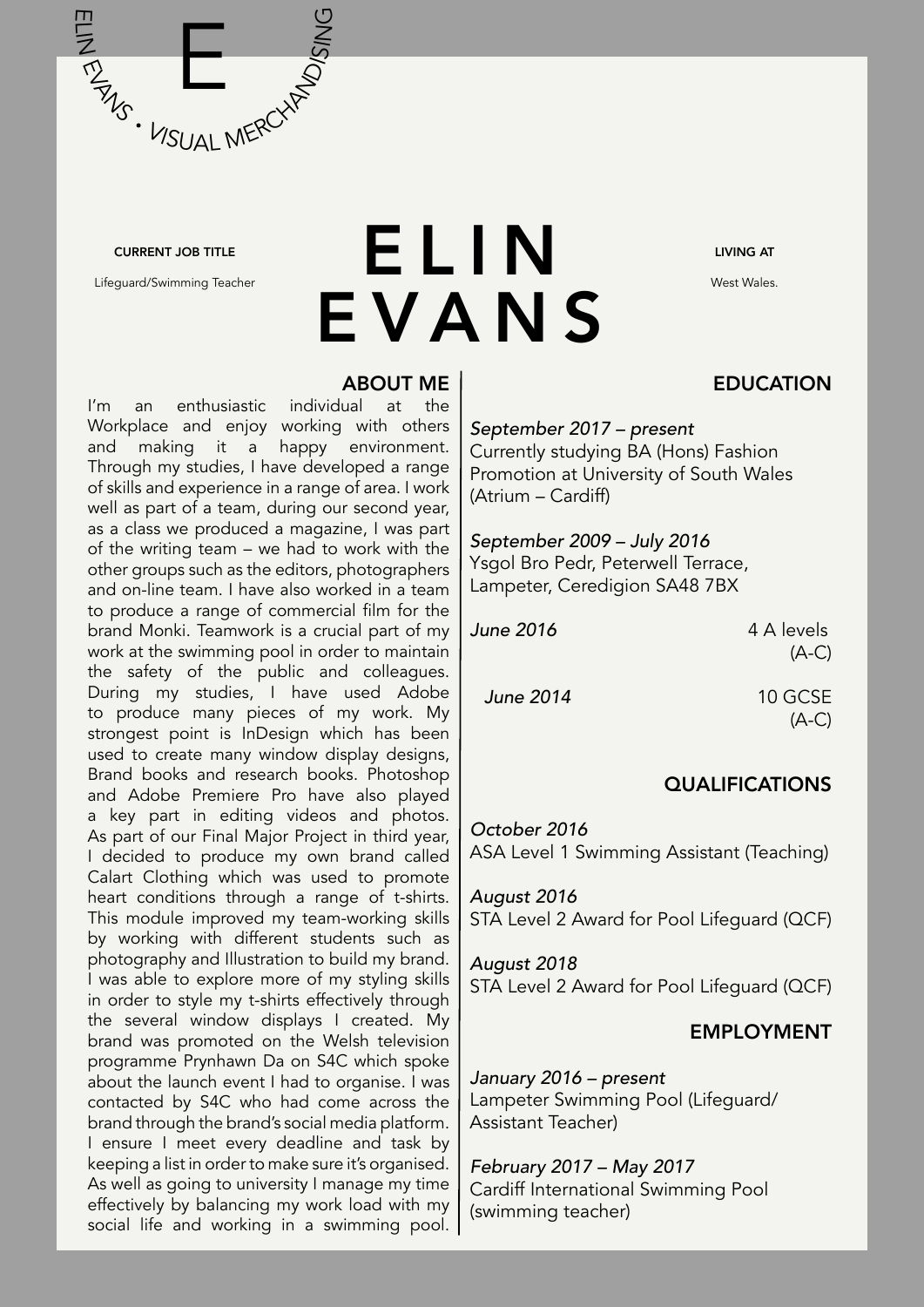E

ELIN EVANS • VISUAL MERCHANDISING

**CURRENT JOB TITLE**

Lifeguard/Swimming Teacher

# ELIN EVANS

**LIVING AT**

West Wales.

## ABOUT ME

I'm an enthusiastic individual at the Workplace and enjoy working with others and making it a happy environment. Through my studies, I have developed a range of skills and experience in a range of area. I work well as part of a team, during our second year, as a class we produced a magazine, I was part of the writing team – we had to work with the other groups such as the editors, photographers and on-line team. I have also worked in a team to produce a range of commercial film for the brand Monki. Teamwork is a crucial part of my work at the swimming pool in order to maintain the safety of the public and colleagues. During my studies, I have used Adobe to produce many pieces of my work. My strongest point is InDesign which has been used to create many window display designs, Brand books and research books. Photoshop and Adobe Premiere Pro have also played a key part in editing videos and photos. As part of our Final Major Project in third year, I decided to produce my own brand called Calart Clothing which was used to promote heart conditions through a range of t-shirts. This module improved my team-working skills by working with different students such as photography and Illustration to build my brand. I was able to explore more of my styling skills in order to style my t-shirts effectively through the several window displays I created. My brand was promoted on the Welsh television programme Prynhawn Da on S4C which spoke about the launch event I had to organise. I was contacted by S4C who had come across the brand through the brand's social media platform. I ensure I meet every deadline and task by keeping a list in order to make sure it's organised. As well as going to university I manage my time effectively by balancing my work load with my social life and working in a swimming pool.

## EDUCATION

*September 2017 – present*
Currently studying BA (Hons) Fashion Promotion at University of South Wales (Atrium – Cardiff)

*September 2009 – July 2016*
Ysgol Bro Pedr, Peterwell Terrace, Lampeter, Ceredigion SA48 7BX

*June 2016* — 4 A levels (A-C)

*June 2014* — 10 GCSE (A-C)

## QUALIFICATIONS

*October 2016*
ASA Level 1 Swimming Assistant (Teaching)

*August 2016*
STA Level 2 Award for Pool Lifeguard (QCF)

*August 2018*
STA Level 2 Award for Pool Lifeguard (QCF)

## EMPLOYMENT

*January 2016 – present*
Lampeter Swimming Pool (Lifeguard/ Assistant Teacher)

*February 2017 – May 2017*
Cardiff International Swimming Pool (swimming teacher)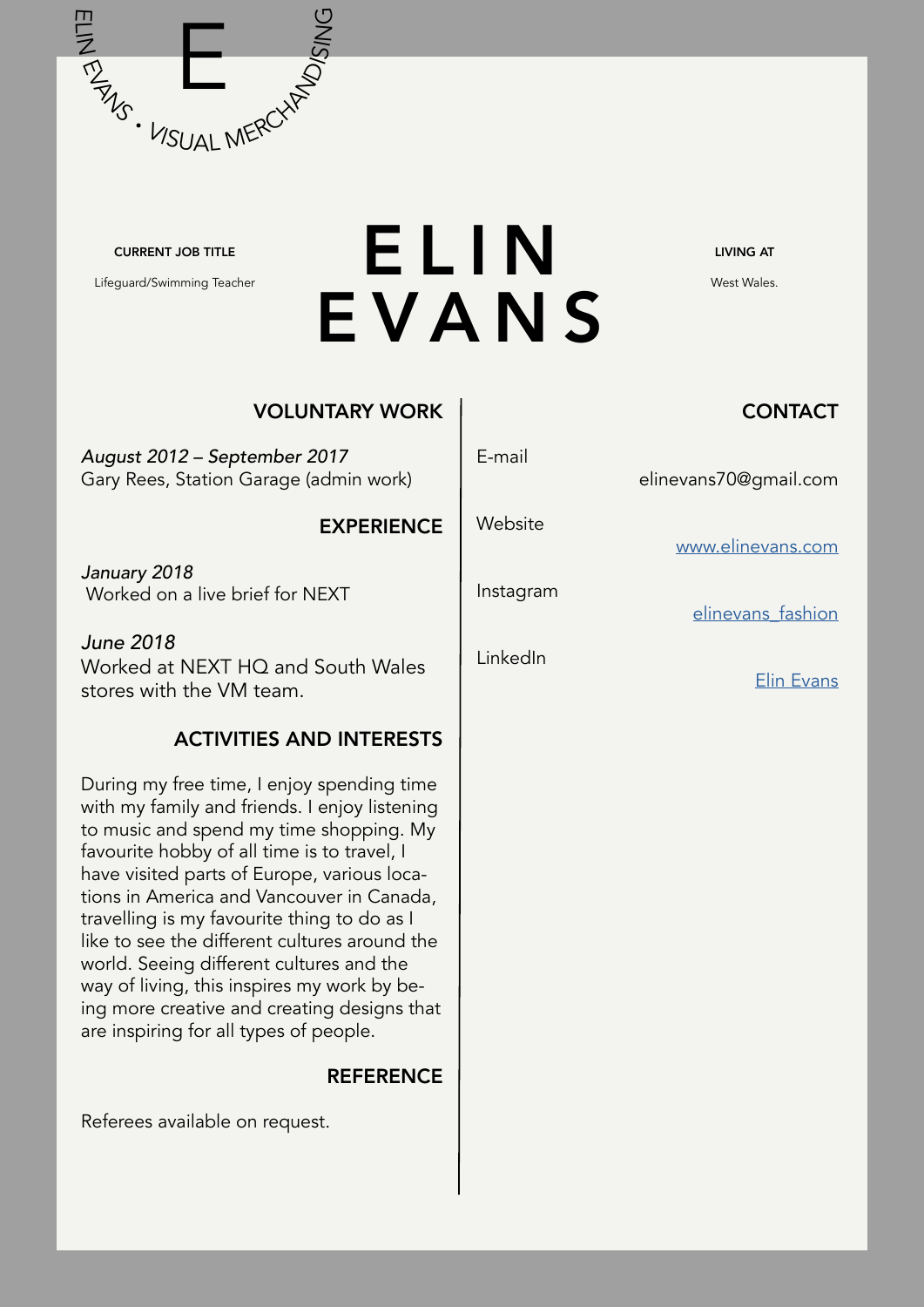E

ELIN EVANS • VISUAL MERCHANDISING

# ELIN EVANS

**CURRENT JOB TITLE**

Lifeguard/Swimming Teacher

**LIVING AT**

West Wales.

## VOLUNTARY WORK

*August 2012 – September 2017*
Gary Rees, Station Garage (admin work)

## EXPERIENCE

*January 2018*
Worked on a live brief for NEXT

*June 2018*
Worked at NEXT HQ and South Wales stores with the VM team.

## ACTIVITIES AND INTERESTS

During my free time, I enjoy spending time with my family and friends. I enjoy listening to music and spend my time shopping. My favourite hobby of all time is to travel, I have visited parts of Europe, various locations in America and Vancouver in Canada, travelling is my favourite thing to do as I like to see the different cultures around the world. Seeing different cultures and the way of living, this inspires my work by being more creative and creating designs that are inspiring for all types of people.

## REFERENCE

Referees available on request.

## CONTACT

E-mail: elinevans70@gmail.com

Website: www.elinevans.com

Instagram: elinevans_fashion

LinkedIn: Elin Evans